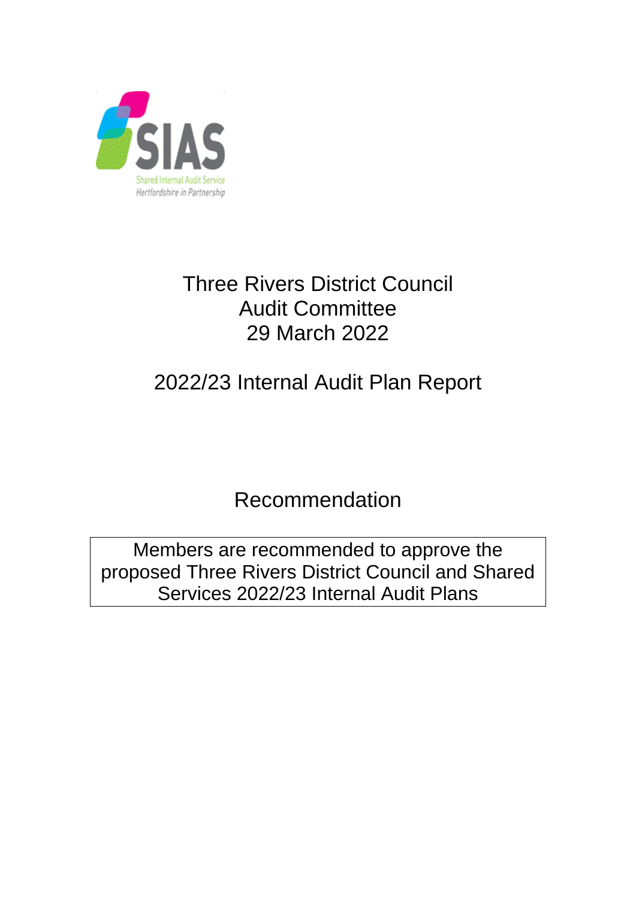SIAS

Shared Internal Audit Service
Hertfordshire in Partnership

# Three Rivers District Council
# Audit Committee
# 29 March 2022

## 2022/23 Internal Audit Plan Report

## Recommendation

| Members are recommended to approve the proposed Three Rivers District Council and Shared Services 2022/23 Internal Audit Plans |
|---|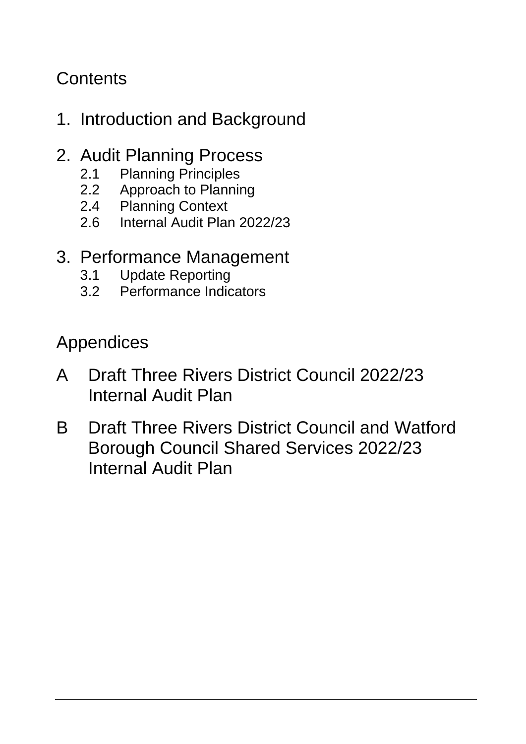# Contents

1. Introduction and Background

2. Audit Planning Process
   - 2.1 Planning Principles
   - 2.2 Approach to Planning
   - 2.4 Planning Context
   - 2.6 Internal Audit Plan 2022/23

3. Performance Management
   - 3.1 Update Reporting
   - 3.2 Performance Indicators

# Appendices

A Draft Three Rivers District Council 2022/23 Internal Audit Plan

B Draft Three Rivers District Council and Watford Borough Council Shared Services 2022/23 Internal Audit Plan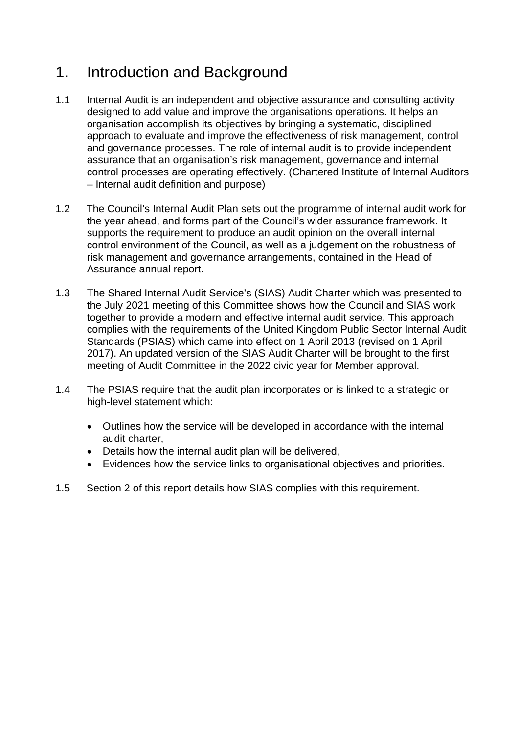# 1. Introduction and Background

1.1 Internal Audit is an independent and objective assurance and consulting activity designed to add value and improve the organisations operations. It helps an organisation accomplish its objectives by bringing a systematic, disciplined approach to evaluate and improve the effectiveness of risk management, control and governance processes. The role of internal audit is to provide independent assurance that an organisation's risk management, governance and internal control processes are operating effectively. (Chartered Institute of Internal Auditors – Internal audit definition and purpose)

1.2 The Council's Internal Audit Plan sets out the programme of internal audit work for the year ahead, and forms part of the Council's wider assurance framework. It supports the requirement to produce an audit opinion on the overall internal control environment of the Council, as well as a judgement on the robustness of risk management and governance arrangements, contained in the Head of Assurance annual report.

1.3 The Shared Internal Audit Service's (SIAS) Audit Charter which was presented to the July 2021 meeting of this Committee shows how the Council and SIAS work together to provide a modern and effective internal audit service. This approach complies with the requirements of the United Kingdom Public Sector Internal Audit Standards (PSIAS) which came into effect on 1 April 2013 (revised on 1 April 2017). An updated version of the SIAS Audit Charter will be brought to the first meeting of Audit Committee in the 2022 civic year for Member approval.

1.4 The PSIAS require that the audit plan incorporates or is linked to a strategic or high-level statement which:

- Outlines how the service will be developed in accordance with the internal audit charter,
- Details how the internal audit plan will be delivered,
- Evidences how the service links to organisational objectives and priorities.

1.5 Section 2 of this report details how SIAS complies with this requirement.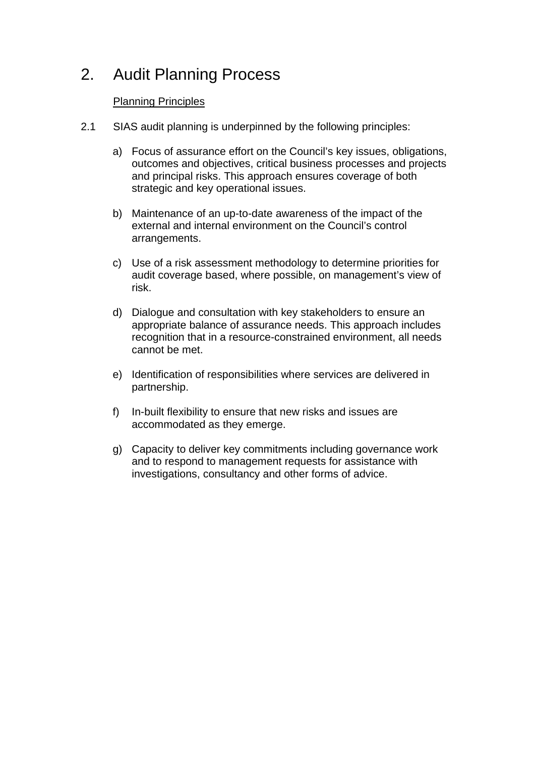# 2. Audit Planning Process

Planning Principles

2.1 SIAS audit planning is underpinned by the following principles:

a) Focus of assurance effort on the Council's key issues, obligations, outcomes and objectives, critical business processes and projects and principal risks. This approach ensures coverage of both strategic and key operational issues.

b) Maintenance of an up-to-date awareness of the impact of the external and internal environment on the Council's control arrangements.

c) Use of a risk assessment methodology to determine priorities for audit coverage based, where possible, on management's view of risk.

d) Dialogue and consultation with key stakeholders to ensure an appropriate balance of assurance needs. This approach includes recognition that in a resource-constrained environment, all needs cannot be met.

e) Identification of responsibilities where services are delivered in partnership.

f) In-built flexibility to ensure that new risks and issues are accommodated as they emerge.

g) Capacity to deliver key commitments including governance work and to respond to management requests for assistance with investigations, consultancy and other forms of advice.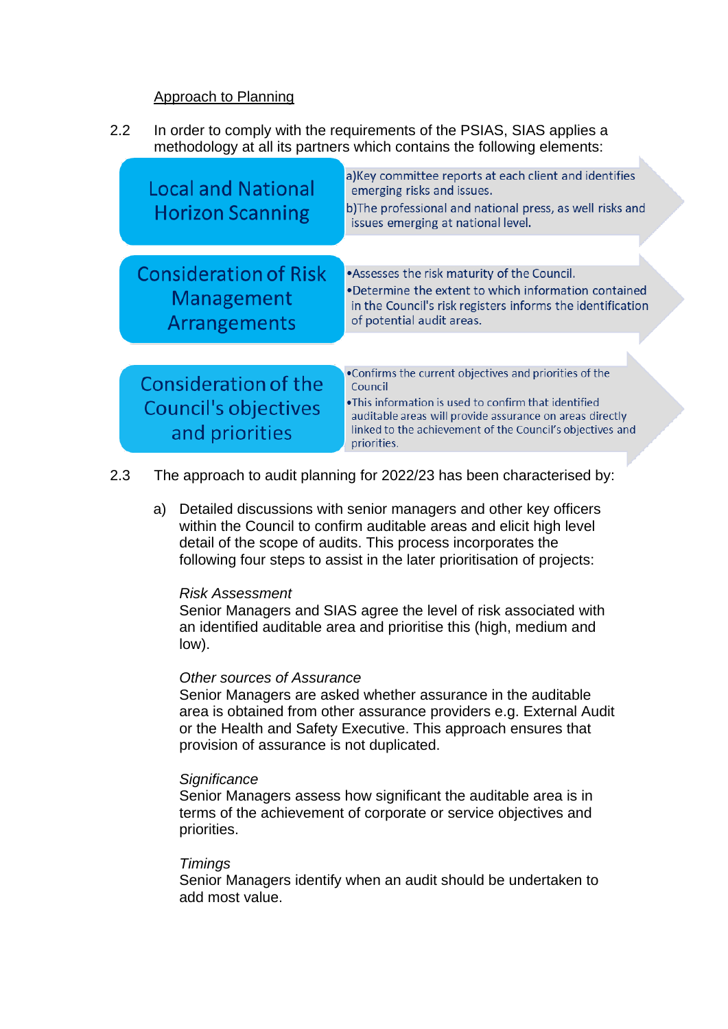Approach to Planning

2.2 In order to comply with the requirements of the PSIAS, SIAS applies a methodology at all its partners which contains the following elements:

| Element | Description |
|---|---|
| Local and National Horizon Scanning | a)Key committee reports at each client and identifies emerging risks and issues.<br>b)The professional and national press, as well risks and issues emerging at national level. |
| Consideration of Risk Management Arrangements | •Assesses the risk maturity of the Council.<br>•Determine the extent to which information contained in the Council's risk registers informs the identification of potential audit areas. |
| Consideration of the Council's objectives and priorities | •Confirms the current objectives and priorities of the Council<br>•This information is used to confirm that identified auditable areas will provide assurance on areas directly linked to the achievement of the Council's objectives and priorities. |

2.3 The approach to audit planning for 2022/23 has been characterised by:

a) Detailed discussions with senior managers and other key officers within the Council to confirm auditable areas and elicit high level detail of the scope of audits. This process incorporates the following four steps to assist in the later prioritisation of projects:

*Risk Assessment*
Senior Managers and SIAS agree the level of risk associated with an identified auditable area and prioritise this (high, medium and low).

*Other sources of Assurance*
Senior Managers are asked whether assurance in the auditable area is obtained from other assurance providers e.g. External Audit or the Health and Safety Executive. This approach ensures that provision of assurance is not duplicated.

*Significance*
Senior Managers assess how significant the auditable area is in terms of the achievement of corporate or service objectives and priorities.

*Timings*
Senior Managers identify when an audit should be undertaken to add most value.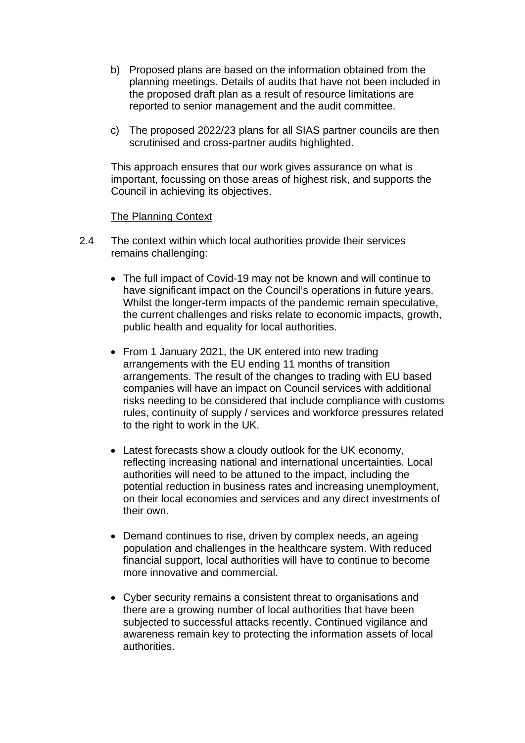b) Proposed plans are based on the information obtained from the planning meetings. Details of audits that have not been included in the proposed draft plan as a result of resource limitations are reported to senior management and the audit committee.

c) The proposed 2022/23 plans for all SIAS partner councils are then scrutinised and cross-partner audits highlighted.

This approach ensures that our work gives assurance on what is important, focussing on those areas of highest risk, and supports the Council in achieving its objectives.

The Planning Context

2.4 The context within which local authorities provide their services remains challenging:

- The full impact of Covid-19 may not be known and will continue to have significant impact on the Council's operations in future years. Whilst the longer-term impacts of the pandemic remain speculative, the current challenges and risks relate to economic impacts, growth, public health and equality for local authorities.

- From 1 January 2021, the UK entered into new trading arrangements with the EU ending 11 months of transition arrangements. The result of the changes to trading with EU based companies will have an impact on Council services with additional risks needing to be considered that include compliance with customs rules, continuity of supply / services and workforce pressures related to the right to work in the UK.

- Latest forecasts show a cloudy outlook for the UK economy, reflecting increasing national and international uncertainties. Local authorities will need to be attuned to the impact, including the potential reduction in business rates and increasing unemployment, on their local economies and services and any direct investments of their own.

- Demand continues to rise, driven by complex needs, an ageing population and challenges in the healthcare system. With reduced financial support, local authorities will have to continue to become more innovative and commercial.

- Cyber security remains a consistent threat to organisations and there are a growing number of local authorities that have been subjected to successful attacks recently. Continued vigilance and awareness remain key to protecting the information assets of local authorities.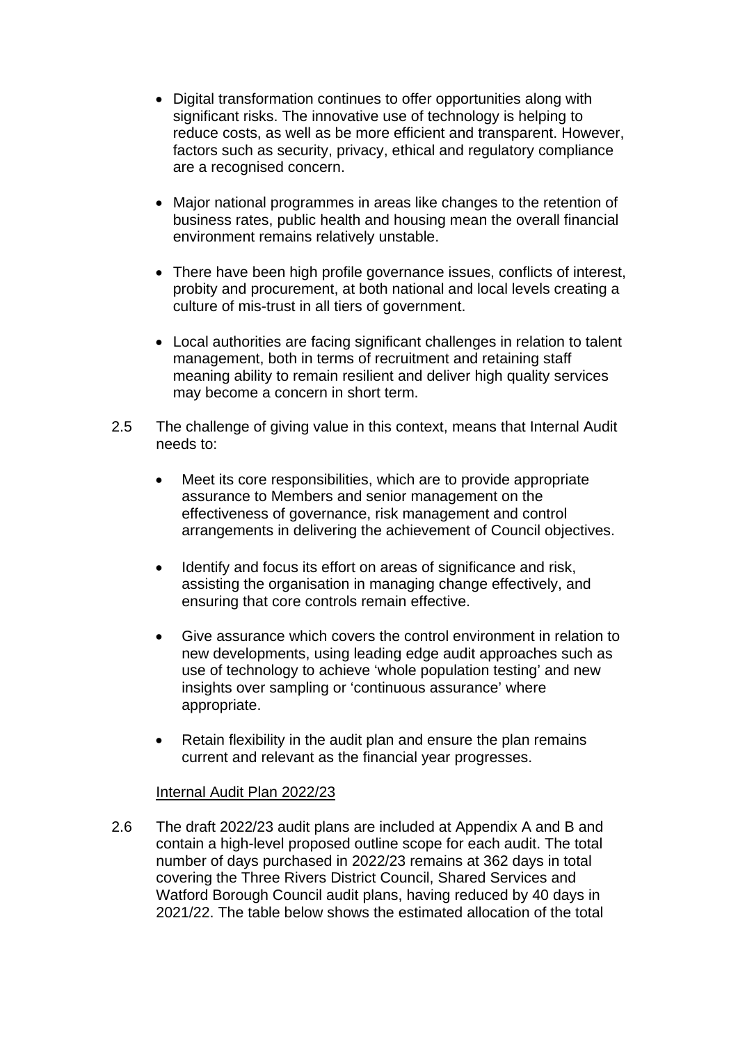- Digital transformation continues to offer opportunities along with significant risks. The innovative use of technology is helping to reduce costs, as well as be more efficient and transparent. However, factors such as security, privacy, ethical and regulatory compliance are a recognised concern.

- Major national programmes in areas like changes to the retention of business rates, public health and housing mean the overall financial environment remains relatively unstable.

- There have been high profile governance issues, conflicts of interest, probity and procurement, at both national and local levels creating a culture of mis-trust in all tiers of government.

- Local authorities are facing significant challenges in relation to talent management, both in terms of recruitment and retaining staff meaning ability to remain resilient and deliver high quality services may become a concern in short term.

2.5 The challenge of giving value in this context, means that Internal Audit needs to:

- Meet its core responsibilities, which are to provide appropriate assurance to Members and senior management on the effectiveness of governance, risk management and control arrangements in delivering the achievement of Council objectives.

- Identify and focus its effort on areas of significance and risk, assisting the organisation in managing change effectively, and ensuring that core controls remain effective.

- Give assurance which covers the control environment in relation to new developments, using leading edge audit approaches such as use of technology to achieve 'whole population testing' and new insights over sampling or 'continuous assurance' where appropriate.

- Retain flexibility in the audit plan and ensure the plan remains current and relevant as the financial year progresses.

## Internal Audit Plan 2022/23

2.6 The draft 2022/23 audit plans are included at Appendix A and B and contain a high-level proposed outline scope for each audit. The total number of days purchased in 2022/23 remains at 362 days in total covering the Three Rivers District Council, Shared Services and Watford Borough Council audit plans, having reduced by 40 days in 2021/22. The table below shows the estimated allocation of the total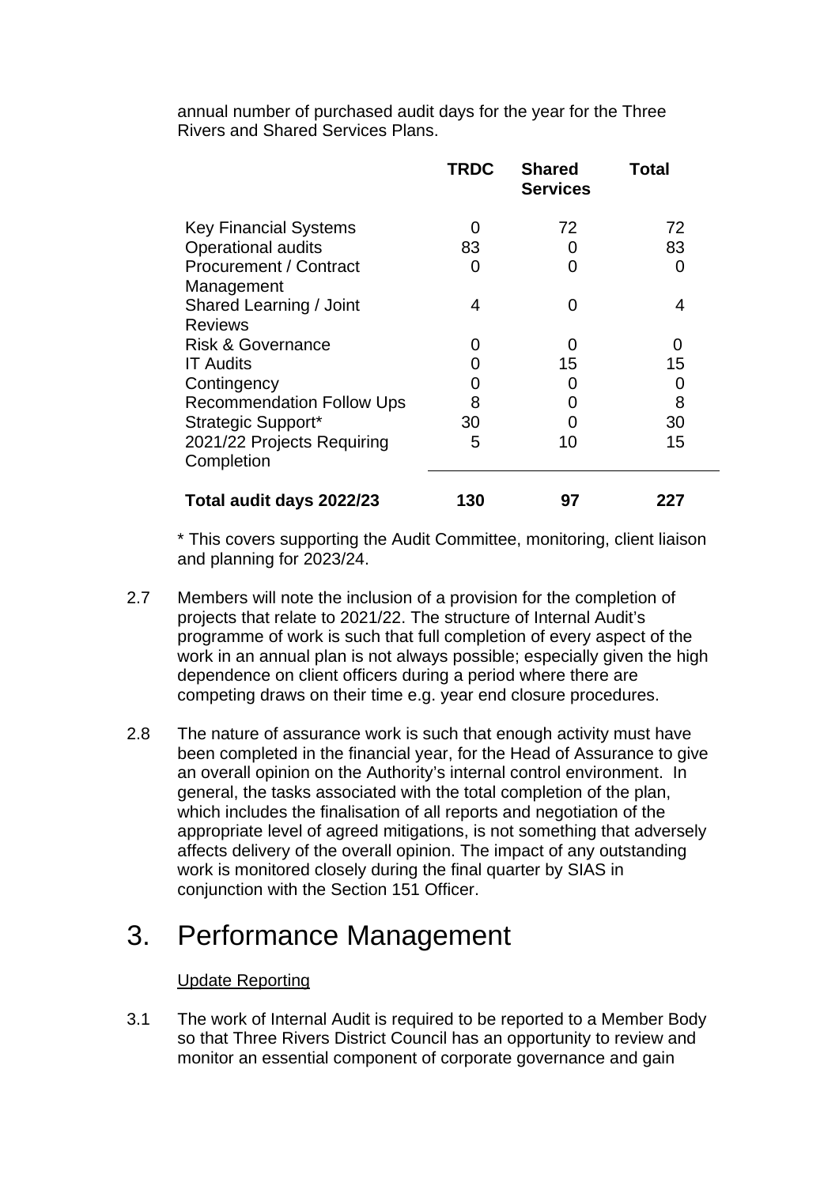annual number of purchased audit days for the year for the Three Rivers and Shared Services Plans.

| | TRDC | Shared Services | Total |
|---|---|---|---|
| Key Financial Systems | 0 | 72 | 72 |
| Operational audits | 83 | 0 | 83 |
| Procurement / Contract Management | 0 | 0 | 0 |
| Shared Learning / Joint Reviews | 4 | 0 | 4 |
| Risk & Governance | 0 | 0 | 0 |
| IT Audits | 0 | 15 | 15 |
| Contingency | 0 | 0 | 0 |
| Recommendation Follow Ups | 8 | 0 | 8 |
| Strategic Support* | 30 | 0 | 30 |
| 2021/22 Projects Requiring Completion | 5 | 10 | 15 |
| **Total audit days 2022/23** | **130** | **97** | **227** |

* This covers supporting the Audit Committee, monitoring, client liaison and planning for 2023/24.

2.7 Members will note the inclusion of a provision for the completion of projects that relate to 2021/22. The structure of Internal Audit's programme of work is such that full completion of every aspect of the work in an annual plan is not always possible; especially given the high dependence on client officers during a period where there are competing draws on their time e.g. year end closure procedures.

2.8 The nature of assurance work is such that enough activity must have been completed in the financial year, for the Head of Assurance to give an overall opinion on the Authority's internal control environment. In general, the tasks associated with the total completion of the plan, which includes the finalisation of all reports and negotiation of the appropriate level of agreed mitigations, is not something that adversely affects delivery of the overall opinion. The impact of any outstanding work is monitored closely during the final quarter by SIAS in conjunction with the Section 151 Officer.

# 3. Performance Management

Update Reporting

3.1 The work of Internal Audit is required to be reported to a Member Body so that Three Rivers District Council has an opportunity to review and monitor an essential component of corporate governance and gain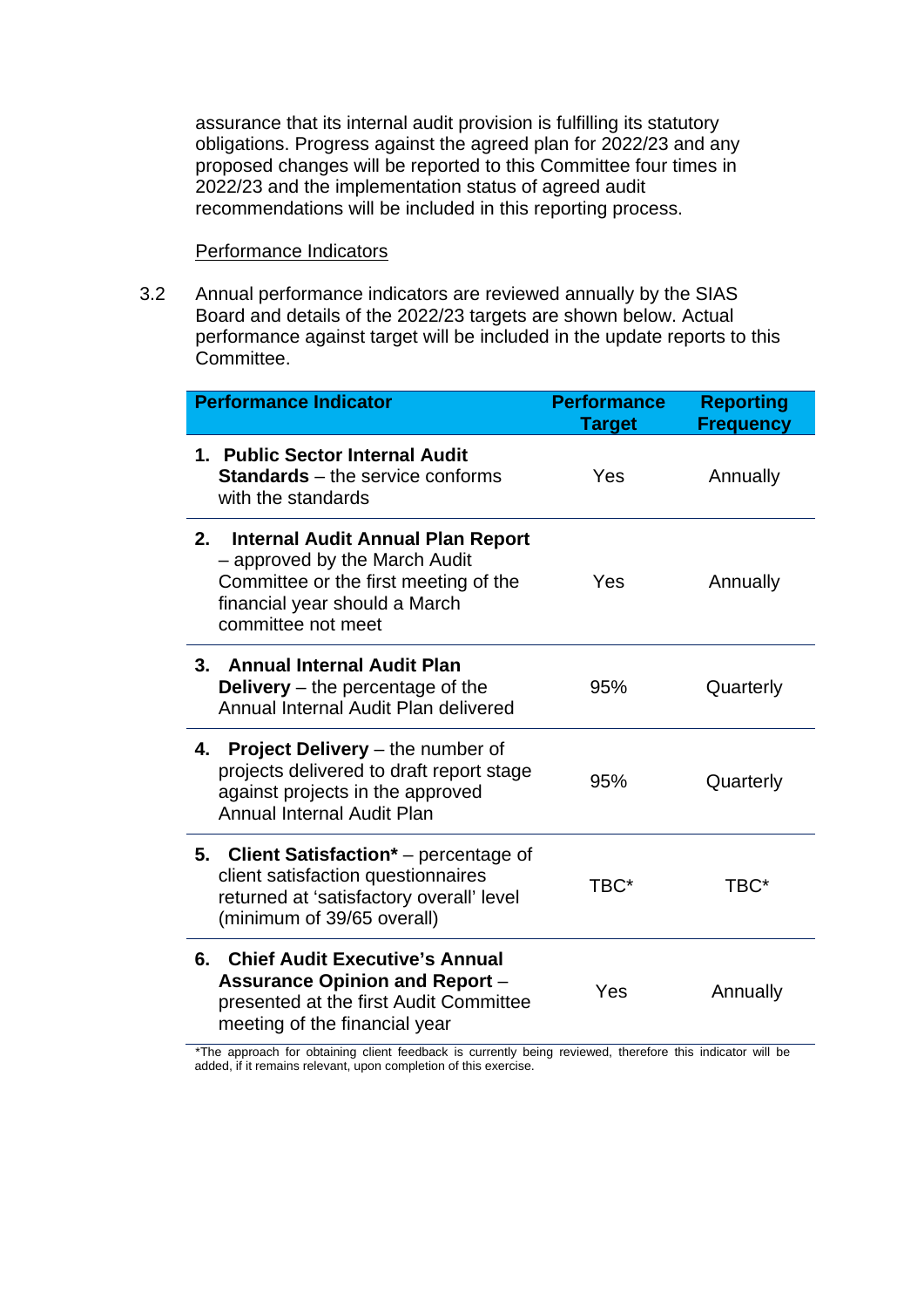assurance that its internal audit provision is fulfilling its statutory obligations. Progress against the agreed plan for 2022/23 and any proposed changes will be reported to this Committee four times in 2022/23 and the implementation status of agreed audit recommendations will be included in this reporting process.

<u>Performance Indicators</u>

3.2 Annual performance indicators are reviewed annually by the SIAS Board and details of the 2022/23 targets are shown below. Actual performance against target will be included in the update reports to this Committee.

| Performance Indicator | Performance Target | Reporting Frequency |
|---|---|---|
| 1. **Public Sector Internal Audit Standards** – the service conforms with the standards | Yes | Annually |
| 2. **Internal Audit Annual Plan Report** – approved by the March Audit Committee or the first meeting of the financial year should a March committee not meet | Yes | Annually |
| 3. **Annual Internal Audit Plan Delivery** – the percentage of the Annual Internal Audit Plan delivered | 95% | Quarterly |
| 4. **Project Delivery** – the number of projects delivered to draft report stage against projects in the approved Annual Internal Audit Plan | 95% | Quarterly |
| 5. **Client Satisfaction*** – percentage of client satisfaction questionnaires returned at 'satisfactory overall' level (minimum of 39/65 overall) | TBC* | TBC* |
| 6. **Chief Audit Executive's Annual Assurance Opinion and Report** – presented at the first Audit Committee meeting of the financial year | Yes | Annually |

*The approach for obtaining client feedback is currently being reviewed, therefore this indicator will be added, if it remains relevant, upon completion of this exercise.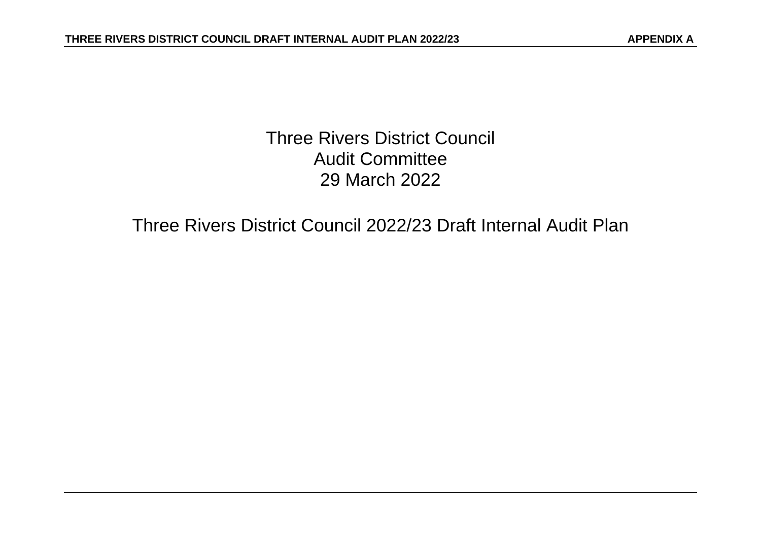# Three Rivers District Council
## Audit Committee
## 29 March 2022

## Three Rivers District Council 2022/23 Draft Internal Audit Plan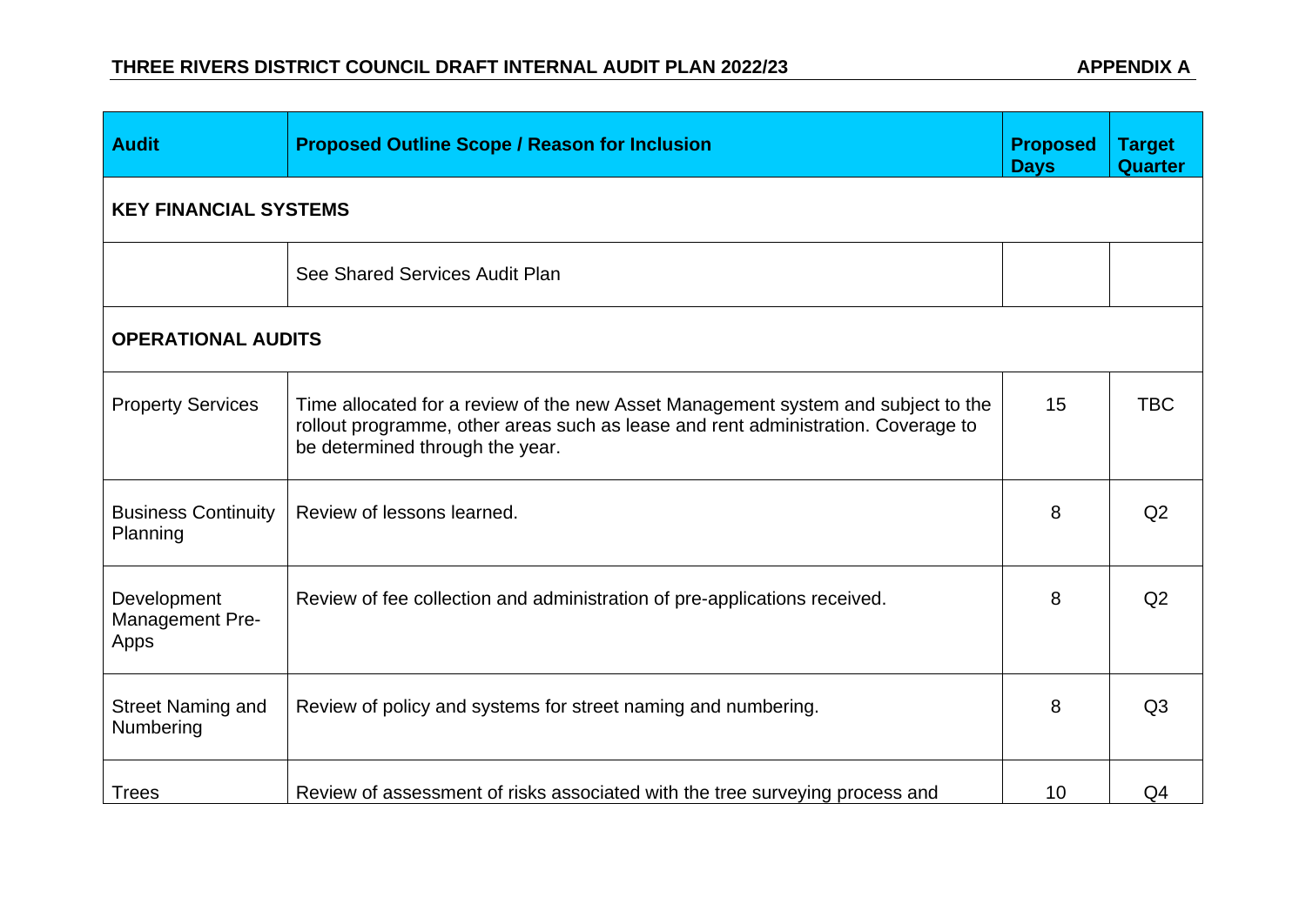## THREE RIVERS DISTRICT COUNCIL DRAFT INTERNAL AUDIT PLAN 2022/23

**APPENDIX A**

| Audit | Proposed Outline Scope / Reason for Inclusion | Proposed Days | Target Quarter |
|---|---|---|---|
| **KEY FINANCIAL SYSTEMS** | | | |
| | See Shared Services Audit Plan | | |
| **OPERATIONAL AUDITS** | | | |
| Property Services | Time allocated for a review of the new Asset Management system and subject to the rollout programme, other areas such as lease and rent administration. Coverage to be determined through the year. | 15 | TBC |
| Business Continuity Planning | Review of lessons learned. | 8 | Q2 |
| Development Management Pre-Apps | Review of fee collection and administration of pre-applications received. | 8 | Q2 |
| Street Naming and Numbering | Review of policy and systems for street naming and numbering. | 8 | Q3 |
| Trees | Review of assessment of risks associated with the tree surveying process and | 10 | Q4 |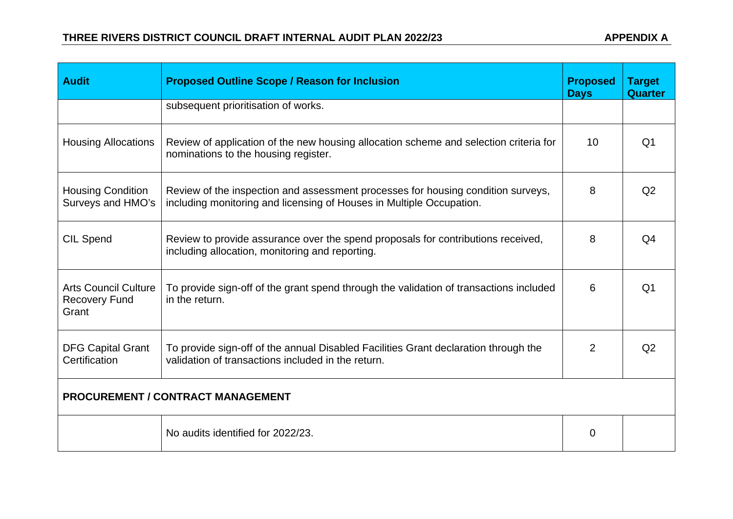| Audit | Proposed Outline Scope / Reason for Inclusion | Proposed Days | Target Quarter |
|---|---|---|---|
| | subsequent prioritisation of works. | | |
| Housing Allocations | Review of application of the new housing allocation scheme and selection criteria for nominations to the housing register. | 10 | Q1 |
| Housing Condition Surveys and HMO's | Review of the inspection and assessment processes for housing condition surveys, including monitoring and licensing of Houses in Multiple Occupation. | 8 | Q2 |
| CIL Spend | Review to provide assurance over the spend proposals for contributions received, including allocation, monitoring and reporting. | 8 | Q4 |
| Arts Council Culture Recovery Fund Grant | To provide sign-off of the grant spend through the validation of transactions included in the return. | 6 | Q1 |
| DFG Capital Grant Certification | To provide sign-off of the annual Disabled Facilities Grant declaration through the validation of transactions included in the return. | 2 | Q2 |
| **PROCUREMENT / CONTRACT MANAGEMENT** | | | |
| | No audits identified for 2022/23. | 0 | |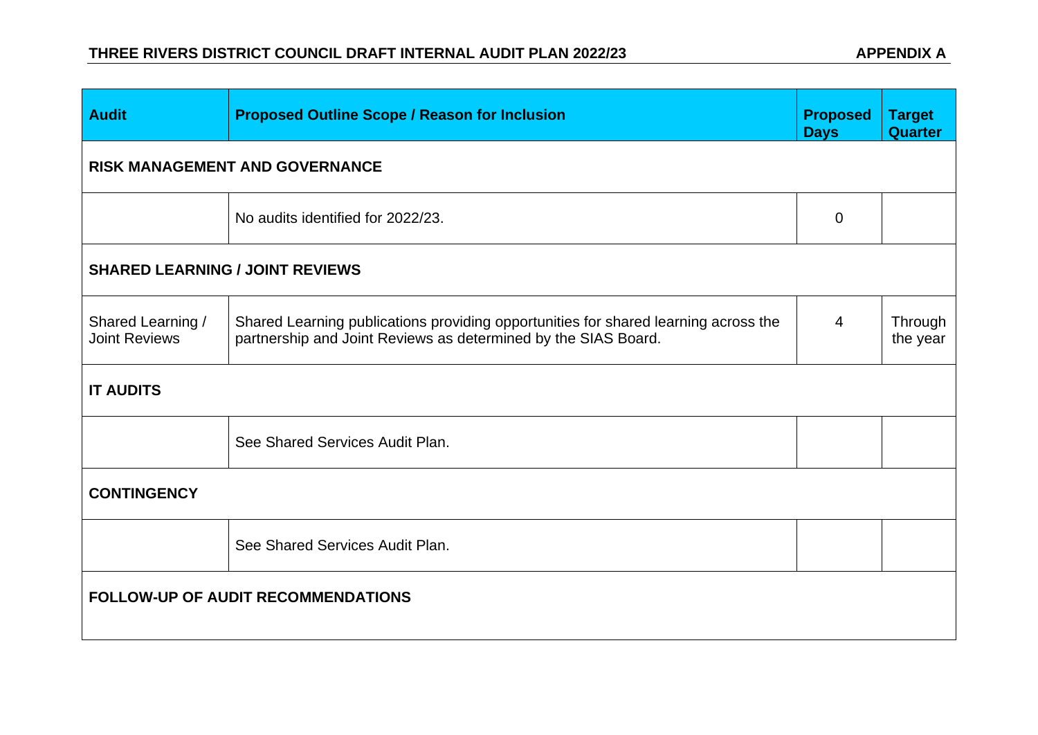## THREE RIVERS DISTRICT COUNCIL DRAFT INTERNAL AUDIT PLAN 2022/23

**APPENDIX A**

| Audit | Proposed Outline Scope / Reason for Inclusion | Proposed Days | Target Quarter |
|---|---|---|---|
| **RISK MANAGEMENT AND GOVERNANCE** | | | |
| | No audits identified for 2022/23. | 0 | |
| **SHARED LEARNING / JOINT REVIEWS** | | | |
| Shared Learning / Joint Reviews | Shared Learning publications providing opportunities for shared learning across the partnership and Joint Reviews as determined by the SIAS Board. | 4 | Through the year |
| **IT AUDITS** | | | |
| | See Shared Services Audit Plan. | | |
| **CONTINGENCY** | | | |
| | See Shared Services Audit Plan. | | |
| **FOLLOW-UP OF AUDIT RECOMMENDATIONS** | | | |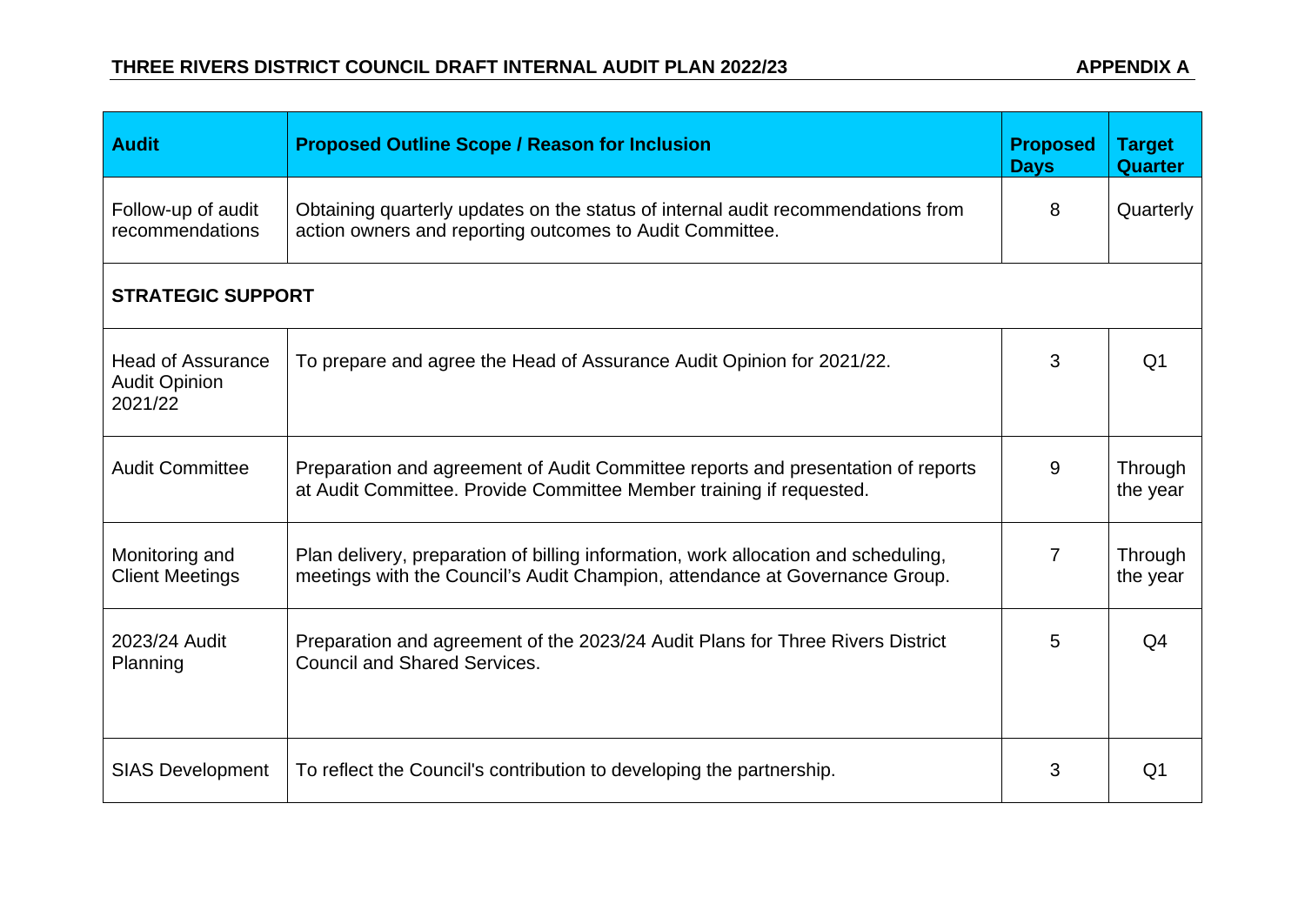| Audit | Proposed Outline Scope / Reason for Inclusion | Proposed Days | Target Quarter |
|---|---|---|---|
| Follow-up of audit recommendations | Obtaining quarterly updates on the status of internal audit recommendations from action owners and reporting outcomes to Audit Committee. | 8 | Quarterly |
| **STRATEGIC SUPPORT** | | | |
| Head of Assurance Audit Opinion 2021/22 | To prepare and agree the Head of Assurance Audit Opinion for 2021/22. | 3 | Q1 |
| Audit Committee | Preparation and agreement of Audit Committee reports and presentation of reports at Audit Committee. Provide Committee Member training if requested. | 9 | Through the year |
| Monitoring and Client Meetings | Plan delivery, preparation of billing information, work allocation and scheduling, meetings with the Council's Audit Champion, attendance at Governance Group. | 7 | Through the year |
| 2023/24 Audit Planning | Preparation and agreement of the 2023/24 Audit Plans for Three Rivers District Council and Shared Services. | 5 | Q4 |
| SIAS Development | To reflect the Council's contribution to developing the partnership. | 3 | Q1 |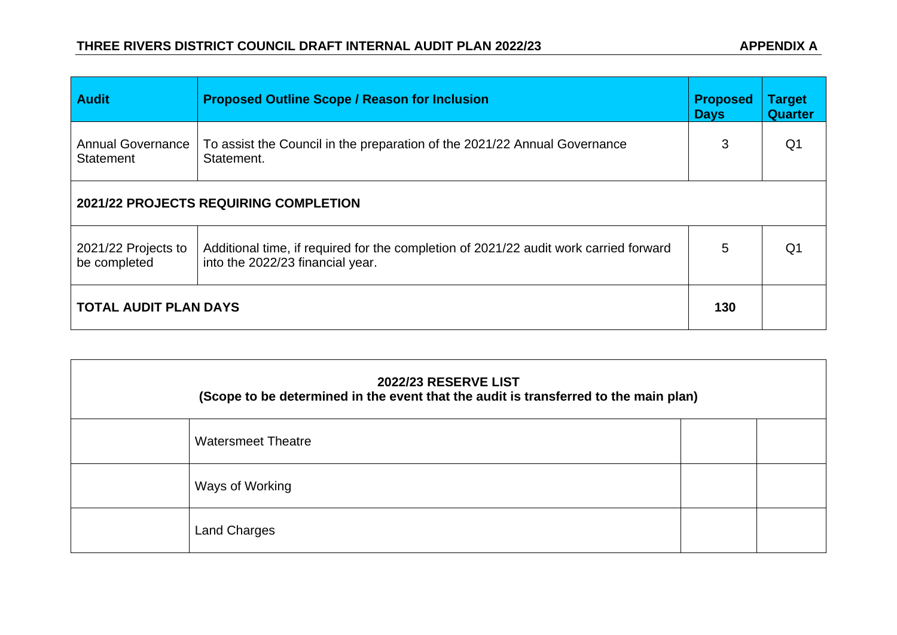| Audit | Proposed Outline Scope / Reason for Inclusion | Proposed Days | Target Quarter |
|---|---|---|---|
| Annual Governance Statement | To assist the Council in the preparation of the 2021/22 Annual Governance Statement. | 3 | Q1 |
| **2021/22 PROJECTS REQUIRING COMPLETION** | | | |
| 2021/22 Projects to be completed | Additional time, if required for the completion of 2021/22 audit work carried forward into the 2022/23 financial year. | 5 | Q1 |
| **TOTAL AUDIT PLAN DAYS** | | **130** | |

| **2022/23 RESERVE LIST (Scope to be determined in the event that the audit is transferred to the main plan)** | | | |
|---|---|---|---|
| | Watersmeet Theatre | | |
| | Ways of Working | | |
| | Land Charges | | |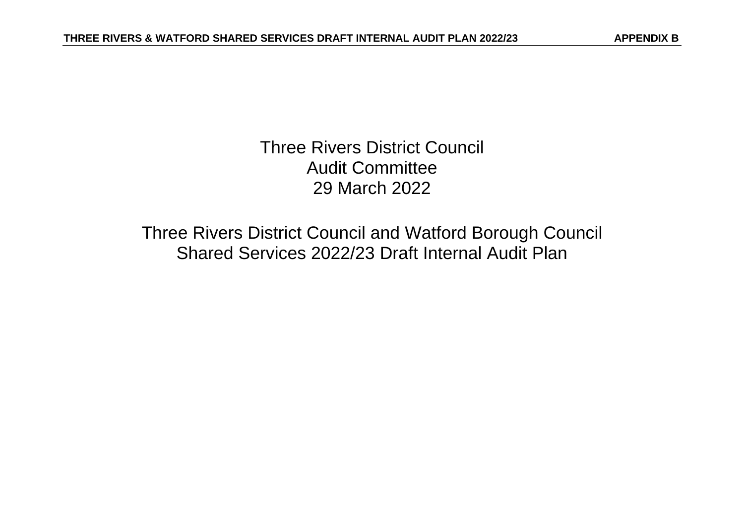Three Rivers District Council
Audit Committee
29 March 2022

Three Rivers District Council and Watford Borough Council
Shared Services 2022/23 Draft Internal Audit Plan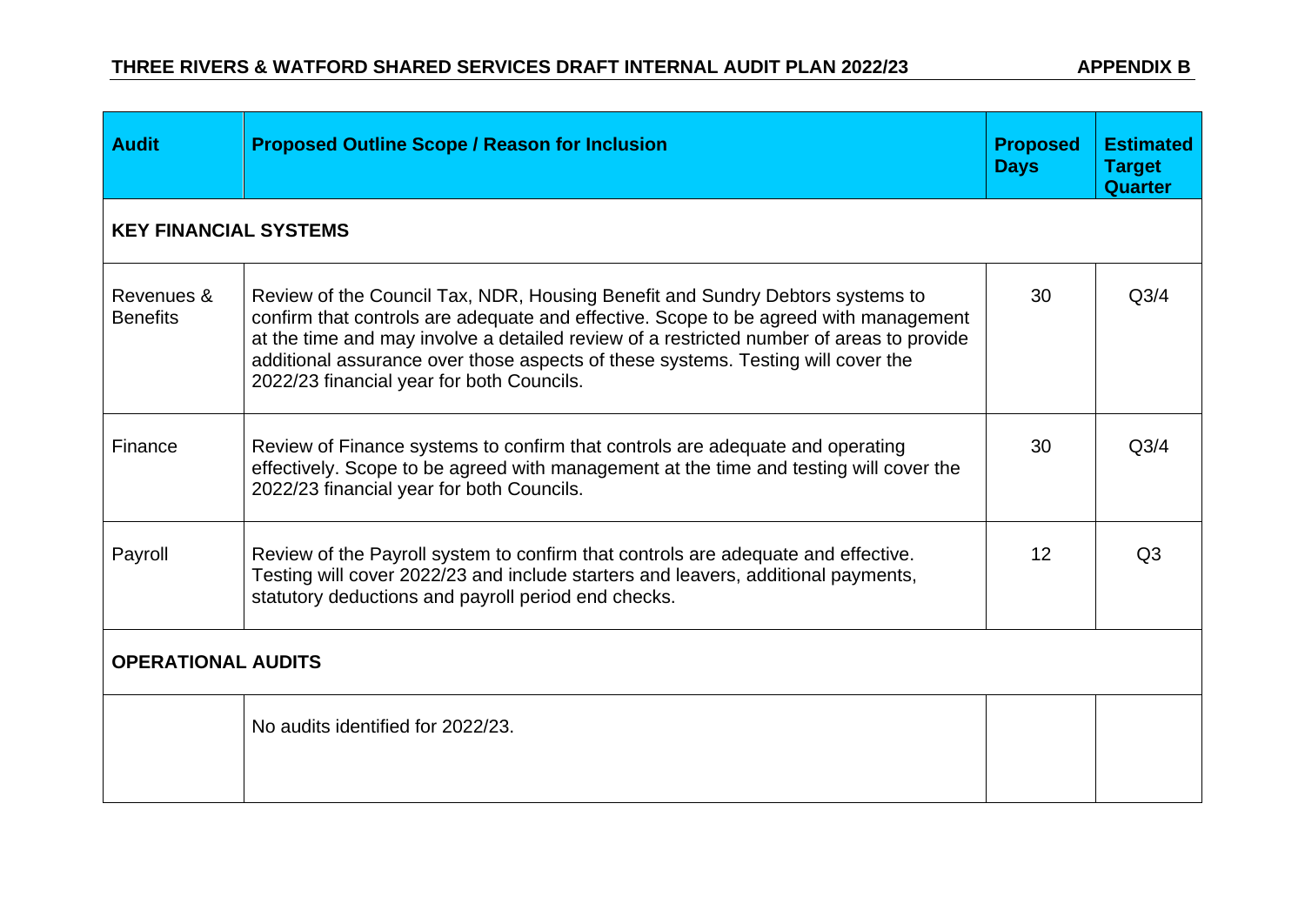## THREE RIVERS & WATFORD SHARED SERVICES DRAFT INTERNAL AUDIT PLAN 2022/23 — APPENDIX B

| Audit | Proposed Outline Scope / Reason for Inclusion | Proposed Days | Estimated Target Quarter |
|---|---|---|---|
| **KEY FINANCIAL SYSTEMS** | | | |
| Revenues & Benefits | Review of the Council Tax, NDR, Housing Benefit and Sundry Debtors systems to confirm that controls are adequate and effective. Scope to be agreed with management at the time and may involve a detailed review of a restricted number of areas to provide additional assurance over those aspects of these systems. Testing will cover the 2022/23 financial year for both Councils. | 30 | Q3/4 |
| Finance | Review of Finance systems to confirm that controls are adequate and operating effectively. Scope to be agreed with management at the time and testing will cover the 2022/23 financial year for both Councils. | 30 | Q3/4 |
| Payroll | Review of the Payroll system to confirm that controls are adequate and effective. Testing will cover 2022/23 and include starters and leavers, additional payments, statutory deductions and payroll period end checks. | 12 | Q3 |
| **OPERATIONAL AUDITS** | | | |
| | No audits identified for 2022/23. | | |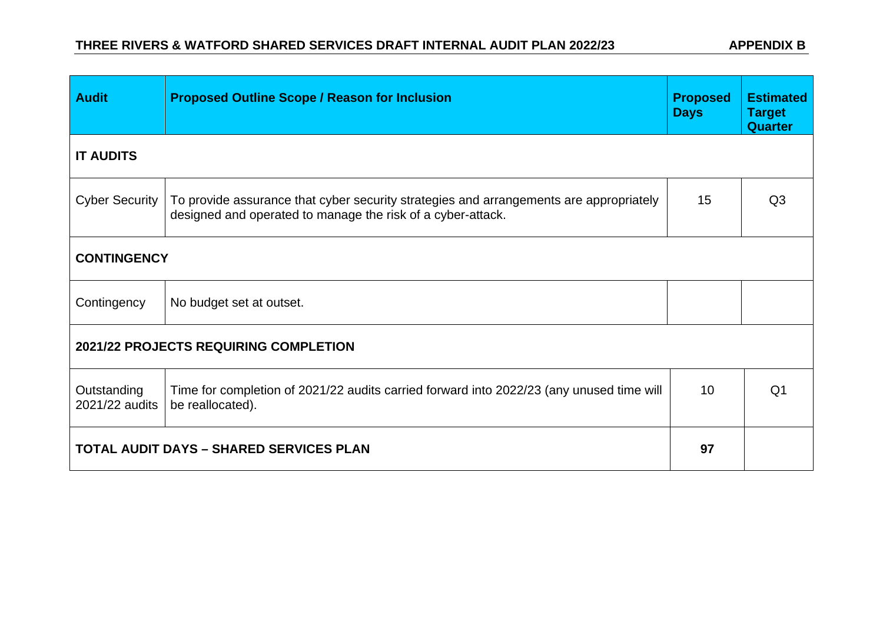| Audit | Proposed Outline Scope / Reason for Inclusion | Proposed Days | Estimated Target Quarter |
|---|---|---|---|
| **IT AUDITS** | | | |
| Cyber Security | To provide assurance that cyber security strategies and arrangements are appropriately designed and operated to manage the risk of a cyber-attack. | 15 | Q3 |
| **CONTINGENCY** | | | |
| Contingency | No budget set at outset. | | |
| **2021/22 PROJECTS REQUIRING COMPLETION** | | | |
| Outstanding 2021/22 audits | Time for completion of 2021/22 audits carried forward into 2022/23 (any unused time will be reallocated). | 10 | Q1 |
| **TOTAL AUDIT DAYS – SHARED SERVICES PLAN** | | **97** | |